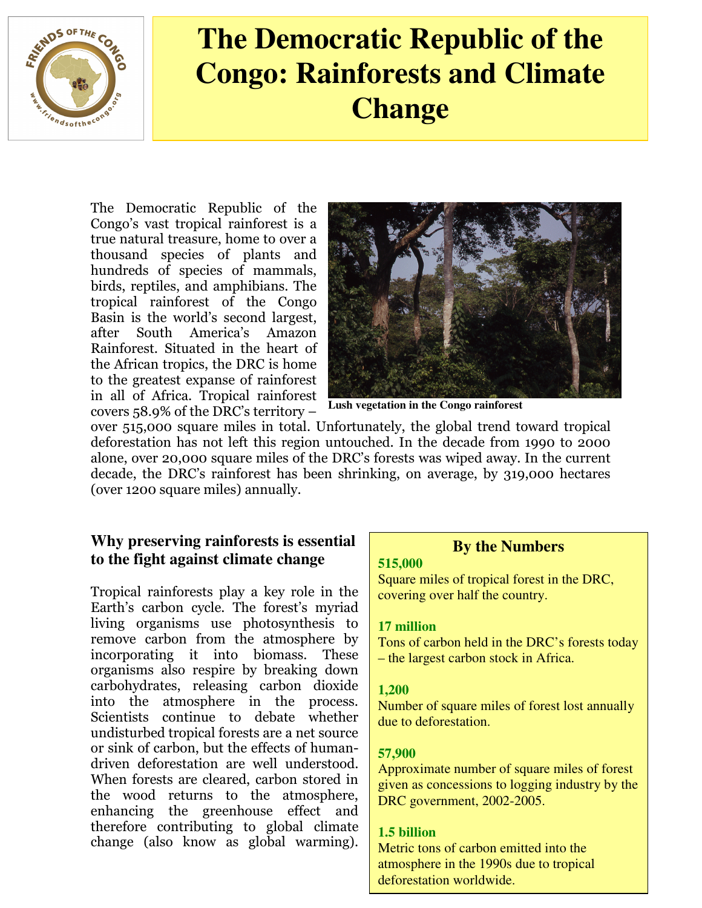# The Democratic Republic of the Congo: Rainforests and Climate Change

The Democratic Republic of the Congo's vast tropical rainforest is a true natural treasure, home to over a thousand species of plants and hundreds of species of mammals, birds, reptiles, and amphibians. The tropical rainforest of the Congo Basin is the world's second largest, after South America's Amazon Rainforest. Situated in the heart of the African tropics, the DRC is home to the greatest expanse of rainforest in all of Africa. Tropical rainforest covers 58.9% of the DRC's territory – over 515,000 square miles in total. Unfortunately, the global trend toward tropical deforestation has not left this region untouched. In the decade from 1990 to 2000 alone, over 20,000 square miles of the DRC's forests was wiped away. In the current decade, the DRC's rainforest has been shrinking, on average, by 319,000 hectares (over 1200 square miles) annually.

**Lush vegetation in the Congo rainforest**

### Why preserving rainforests is essential to the fight against climate change

Tropical rainforests play a key role in the Earth's carbon cycle. The forest's myriad living organisms use photosynthesis to remove carbon from the atmosphere by incorporating it into biomass. These organisms also respire by breaking down carbohydrates, releasing carbon dioxide into the atmosphere in the process. Scientists continue to debate whether undisturbed tropical forests are a net source or sink of carbon, but the effects of human-driven deforestation are well understood. When forests are cleared, carbon stored in the wood returns to the atmosphere, enhancing the greenhouse effect and therefore contributing to global climate change (also know as global warming).

### By the Numbers

**515,000**
Square miles of tropical forest in the DRC, covering over half the country.

**17 million**
Tons of carbon held in the DRC's forests today – the largest carbon stock in Africa.

**1,200**
Number of square miles of forest lost annually due to deforestation.

**57,900**
Approximate number of square miles of forest given as concessions to logging industry by the DRC government, 2002-2005.

**1.5 billion**
Metric tons of carbon emitted into the atmosphere in the 1990s due to tropical deforestation worldwide.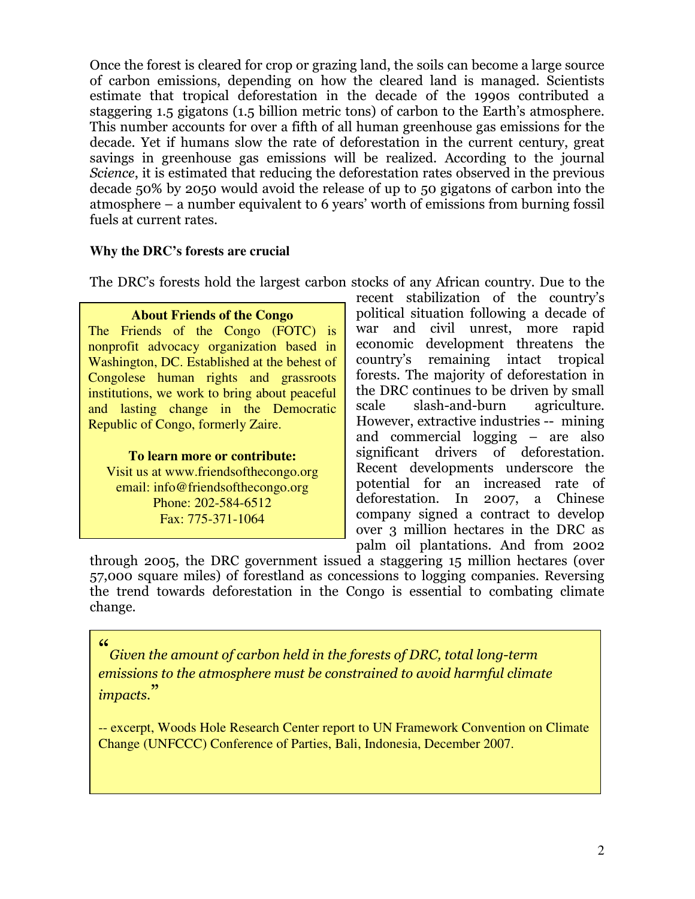Once the forest is cleared for crop or grazing land, the soils can become a large source of carbon emissions, depending on how the cleared land is managed. Scientists estimate that tropical deforestation in the decade of the 1990s contributed a staggering 1.5 gigatons (1.5 billion metric tons) of carbon to the Earth's atmosphere. This number accounts for over a fifth of all human greenhouse gas emissions for the decade. Yet if humans slow the rate of deforestation in the current century, great savings in greenhouse gas emissions will be realized. According to the journal *Science*, it is estimated that reducing the deforestation rates observed in the previous decade 50% by 2050 would avoid the release of up to 50 gigatons of carbon into the atmosphere – a number equivalent to 6 years' worth of emissions from burning fossil fuels at current rates.

**Why the DRC's forests are crucial**

The DRC's forests hold the largest carbon stocks of any African country. Due to the recent stabilization of the country's political situation following a decade of war and civil unrest, more rapid economic development threatens the country's remaining intact tropical forests. The majority of deforestation in the DRC continues to be driven by small scale slash-and-burn agriculture. However, extractive industries -- mining and commercial logging – are also significant drivers of deforestation. Recent developments underscore the potential for an increased rate of deforestation. In 2007, a Chinese company signed a contract to develop over 3 million hectares in the DRC as palm oil plantations. And from 2002 through 2005, the DRC government issued a staggering 15 million hectares (over 57,000 square miles) of forestland as concessions to logging companies. Reversing the trend towards deforestation in the Congo is essential to combating climate change.

**About Friends of the Congo**

The Friends of the Congo (FOTC) is nonprofit advocacy organization based in Washington, DC. Established at the behest of Congolese human rights and grassroots institutions, we work to bring about peaceful and lasting change in the Democratic Republic of Congo, formerly Zaire.

**To learn more or contribute:**

Visit us at www.friendsofthecongo.org
email: info@friendsofthecongo.org
Phone: 202-584-6512
Fax: 775-371-1064

> "*Given the amount of carbon held in the forests of DRC, total long-term emissions to the atmosphere must be constrained to avoid harmful climate impacts.*"
>
> -- excerpt, Woods Hole Research Center report to UN Framework Convention on Climate Change (UNFCCC) Conference of Parties, Bali, Indonesia, December 2007.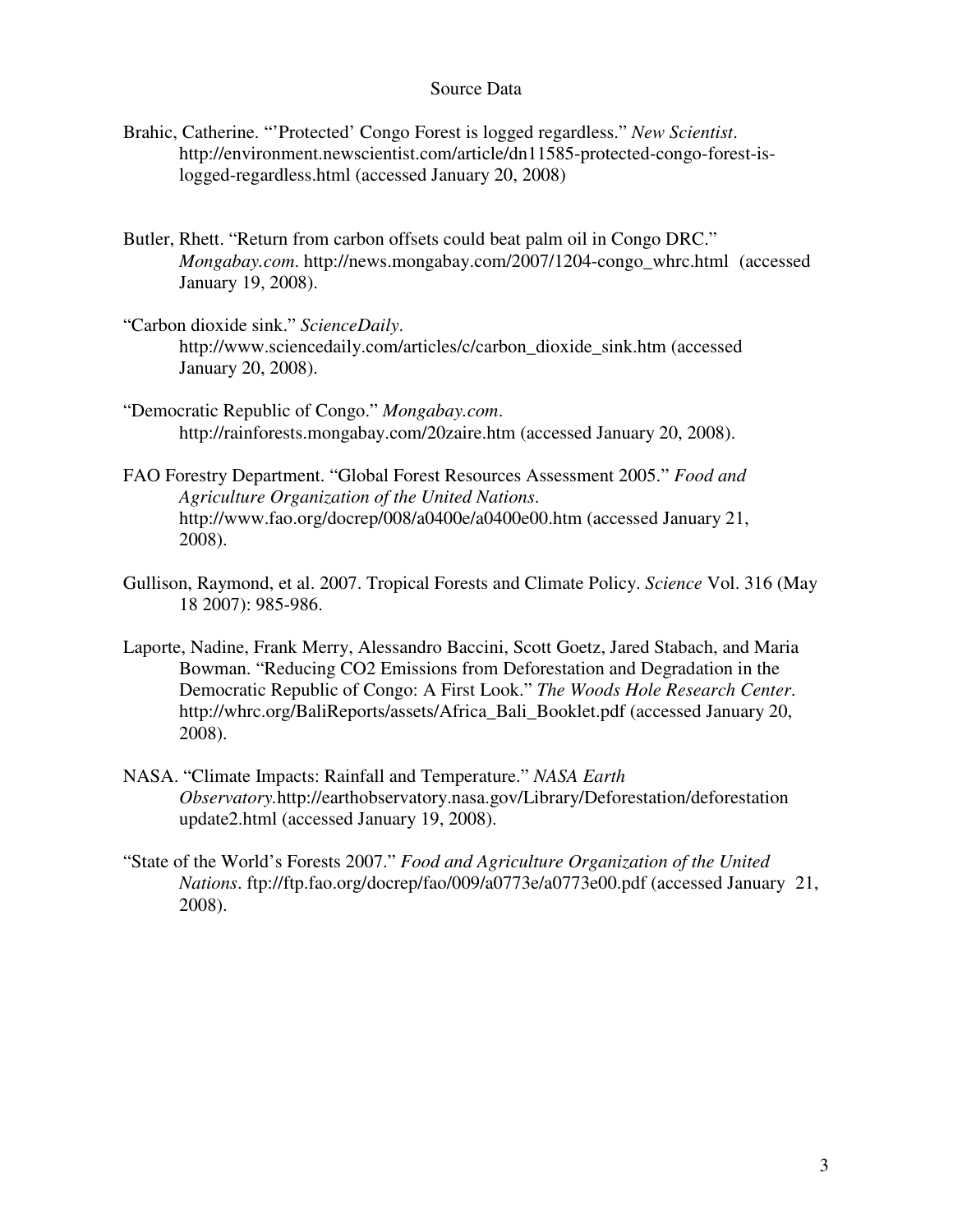Source Data

Brahic, Catherine. "'Protected' Congo Forest is logged regardless." *New Scientist*. http://environment.newscientist.com/article/dn11585-protected-congo-forest-is-logged-regardless.html (accessed January 20, 2008)

Butler, Rhett. "Return from carbon offsets could beat palm oil in Congo DRC." *Mongabay.com*. http://news.mongabay.com/2007/1204-congo_whrc.html (accessed January 19, 2008).

"Carbon dioxide sink." *ScienceDaily*. http://www.sciencedaily.com/articles/c/carbon_dioxide_sink.htm (accessed January 20, 2008).

"Democratic Republic of Congo." *Mongabay.com*. http://rainforests.mongabay.com/20zaire.htm (accessed January 20, 2008).

FAO Forestry Department. "Global Forest Resources Assessment 2005." *Food and Agriculture Organization of the United Nations*. http://www.fao.org/docrep/008/a0400e/a0400e00.htm (accessed January 21, 2008).

Gullison, Raymond, et al. 2007. Tropical Forests and Climate Policy. *Science* Vol. 316 (May 18 2007): 985-986.

Laporte, Nadine, Frank Merry, Alessandro Baccini, Scott Goetz, Jared Stabach, and Maria Bowman. "Reducing CO2 Emissions from Deforestation and Degradation in the Democratic Republic of Congo: A First Look." *The Woods Hole Research Center*. http://whrc.org/BaliReports/assets/Africa_Bali_Booklet.pdf (accessed January 20, 2008).

NASA. "Climate Impacts: Rainfall and Temperature." *NASA Earth Observatory.*http://earthobservatory.nasa.gov/Library/Deforestation/deforestation update2.html (accessed January 19, 2008).

"State of the World's Forests 2007." *Food and Agriculture Organization of the United Nations*. ftp://ftp.fao.org/docrep/fao/009/a0773e/a0773e00.pdf (accessed January 21, 2008).